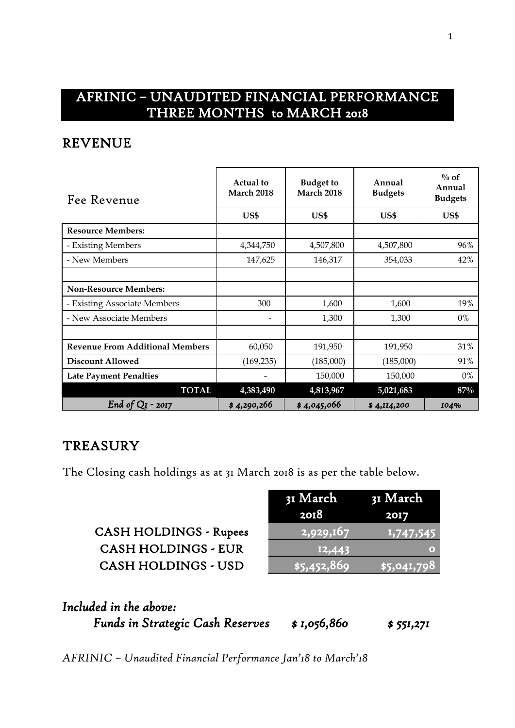# AFRINIC – UNAUDITED FINANCIAL PERFORMANCE THREE MONTHS to MARCH 2018

## REVENUE

| Fee Revenue | Actual to March 2018 | Budget to March 2018 | Annual Budgets | % of Annual Budgets |
|---|---|---|---|---|
| | US$ | US$ | US$ | US$ |
| **Resource Members:** | | | | |
| - Existing Members | 4,344,750 | 4,507,800 | 4,507,800 | 96% |
| - New Members | 147,625 | 146,317 | 354,033 | 42% |
| | | | | |
| **Non-Resource Members:** | | | | |
| - Existing Associate Members | 300 | 1,600 | 1,600 | 19% |
| - New Associate Members | - | 1,300 | 1,300 | 0% |
| | | | | |
| **Revenue From Additional Members** | 60,050 | 191,950 | 191,950 | 31% |
| **Discount Allowed** | (169,235) | (185,000) | (185,000) | 91% |
| **Late Payment Penalties** | - | 150,000 | 150,000 | 0% |
| **TOTAL** | **4,383,490** | **4,813,967** | **5,021,683** | **87%** |
| *End of Q1 - 2017* | *$ 4,290,266* | *$ 4,045,066* | *$ 4,114,200* | *104%* |

## TREASURY

The Closing cash holdings as at 31 March 2018 is as per the table below.

| | 31 March 2018 | 31 March 2017 |
|---|---|---|
| CASH HOLDINGS - Rupees | 2,929,167 | 1,747,545 |
| CASH HOLDINGS - EUR | 12,443 | 0 |
| CASH HOLDINGS - USD | $5,452,869 | $5,041,798 |

*Included in the above:*

| | | |
|---|---|---|
| *Funds in Strategic Cash Reserves* | *$ 1,056,860* | *$ 551,271* |

*AFRINIC – Unaudited Financial Performance Jan'18 to March'18*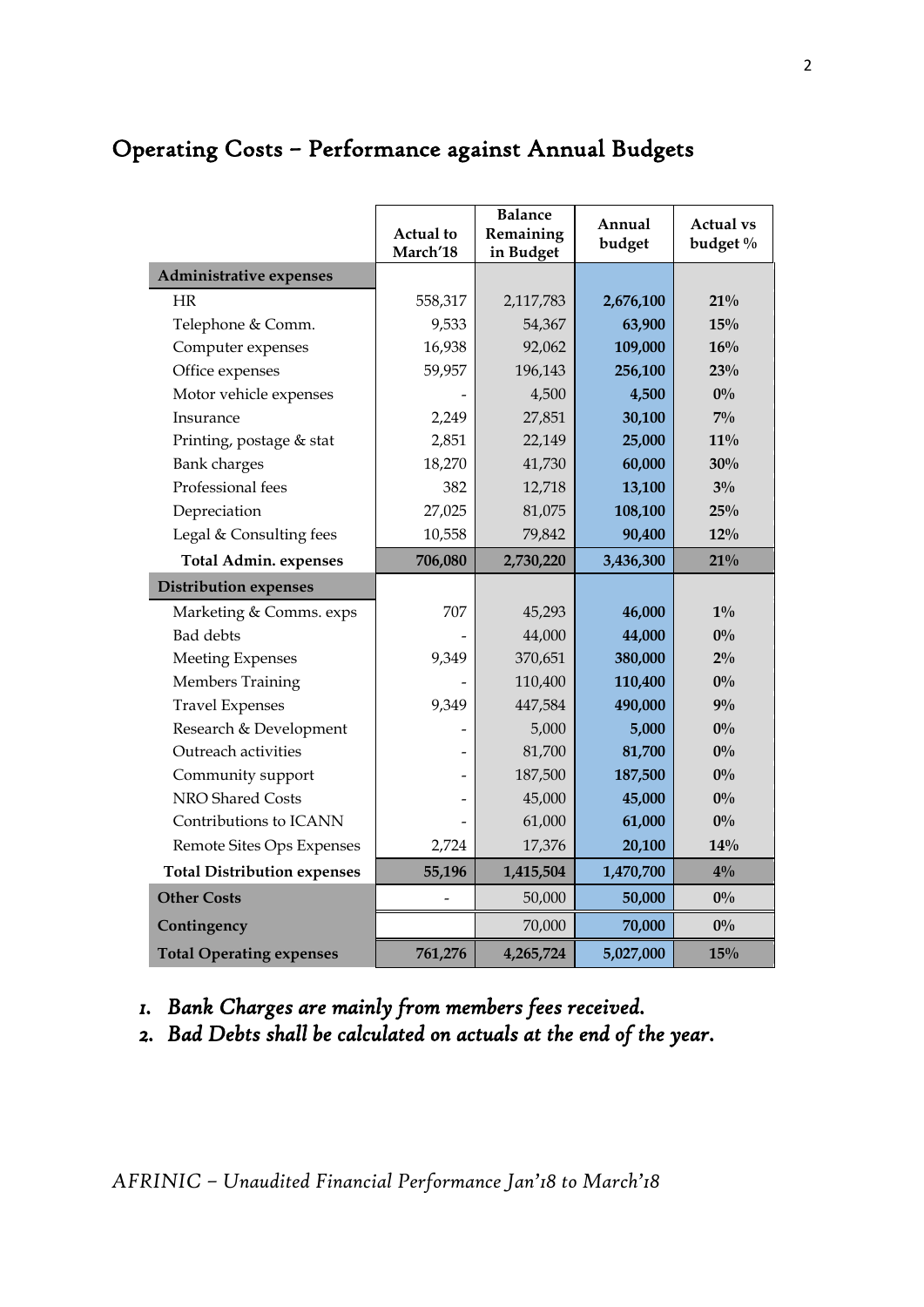# Operating Costs – Performance against Annual Budgets

| | Actual to March'18 | Balance Remaining in Budget | Annual budget | Actual vs budget % |
|---|---|---|---|---|
| **Administrative expenses** | | | | |
| HR | 558,317 | 2,117,783 | **2,676,100** | **21%** |
| Telephone & Comm. | 9,533 | 54,367 | **63,900** | **15%** |
| Computer expenses | 16,938 | 92,062 | **109,000** | **16%** |
| Office expenses | 59,957 | 196,143 | **256,100** | **23%** |
| Motor vehicle expenses | - | 4,500 | **4,500** | **0%** |
| Insurance | 2,249 | 27,851 | **30,100** | **7%** |
| Printing, postage & stat | 2,851 | 22,149 | **25,000** | **11%** |
| Bank charges | 18,270 | 41,730 | **60,000** | **30%** |
| Professional fees | 382 | 12,718 | **13,100** | **3%** |
| Depreciation | 27,025 | 81,075 | **108,100** | **25%** |
| Legal & Consulting fees | 10,558 | 79,842 | **90,400** | **12%** |
| **Total Admin. expenses** | **706,080** | **2,730,220** | **3,436,300** | **21%** |
| **Distribution expenses** | | | | |
| Marketing & Comms. exps | 707 | 45,293 | **46,000** | **1%** |
| Bad debts | - | 44,000 | **44,000** | **0%** |
| Meeting Expenses | 9,349 | 370,651 | **380,000** | **2%** |
| Members Training | - | 110,400 | **110,400** | **0%** |
| Travel Expenses | 9,349 | 447,584 | **490,000** | **9%** |
| Research & Development | - | 5,000 | **5,000** | **0%** |
| Outreach activities | - | 81,700 | **81,700** | **0%** |
| Community support | - | 187,500 | **187,500** | **0%** |
| NRO Shared Costs | - | 45,000 | **45,000** | **0%** |
| Contributions to ICANN | - | 61,000 | **61,000** | **0%** |
| Remote Sites Ops Expenses | 2,724 | 17,376 | **20,100** | **14%** |
| **Total Distribution expenses** | **55,196** | **1,415,504** | **1,470,700** | **4%** |
| **Other Costs** | - | 50,000 | **50,000** | **0%** |
| **Contingency** | | 70,000 | **70,000** | **0%** |
| **Total Operating expenses** | **761,276** | **4,265,724** | **5,027,000** | **15%** |

1. *Bank Charges are mainly from members fees received.*
2. *Bad Debts shall be calculated on actuals at the end of the year.*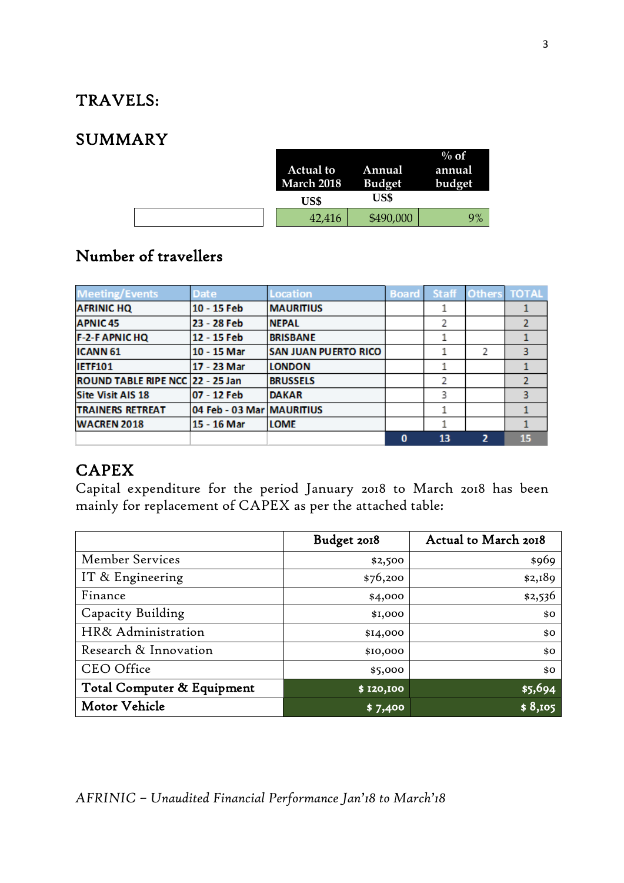# TRAVELS:

## SUMMARY

| | Actual to March 2018 | Annual Budget | % of annual budget |
|---|---|---|---|
| | US$ | US$ | |
| | 42,416 | $490,000 | 9% |

## Number of travellers

| Meeting/Events | Date | Location | Board | Staff | Others | TOTAL |
|---|---|---|---|---|---|---|
| AFRINIC HQ | 10 - 15 Feb | MAURITIUS | | 1 | | 1 |
| APNIC 45 | 23 - 28 Feb | NEPAL | | 2 | | 2 |
| F-2-F APNIC HQ | 12 - 15 Feb | BRISBANE | | 1 | | 1 |
| ICANN 61 | 10 - 15 Mar | SAN JUAN PUERTO RICO | | 1 | 2 | 3 |
| IETF101 | 17 - 23 Mar | LONDON | | 1 | | 1 |
| ROUND TABLE RIPE NCC | 22 - 25 Jan | BRUSSELS | | 2 | | 2 |
| Site Visit AIS 18 | 07 - 12 Feb | DAKAR | | 3 | | 3 |
| TRAINERS RETREAT | 04 Feb - 03 Mar | MAURITIUS | | 1 | | 1 |
| WACREN 2018 | 15 - 16 Mar | LOME | | 1 | | 1 |
| | | | 0 | 13 | 2 | 15 |

## CAPEX

Capital expenditure for the period January 2018 to March 2018 has been mainly for replacement of CAPEX as per the attached table:

| | Budget 2018 | Actual to March 2018 |
|---|---|---|
| Member Services | $2,500 | $969 |
| IT & Engineering | $76,200 | $2,189 |
| Finance | $4,000 | $2,536 |
| Capacity Building | $1,000 | $0 |
| HR& Administration | $14,000 | $0 |
| Research & Innovation | $10,000 | $0 |
| CEO Office | $5,000 | $0 |
| **Total Computer & Equipment** | **$ 120,100** | **$5,694** |
| **Motor Vehicle** | **$ 7,400** | **$ 8,105** |

*AFRINIC – Unaudited Financial Performance Jan'18 to March'18*